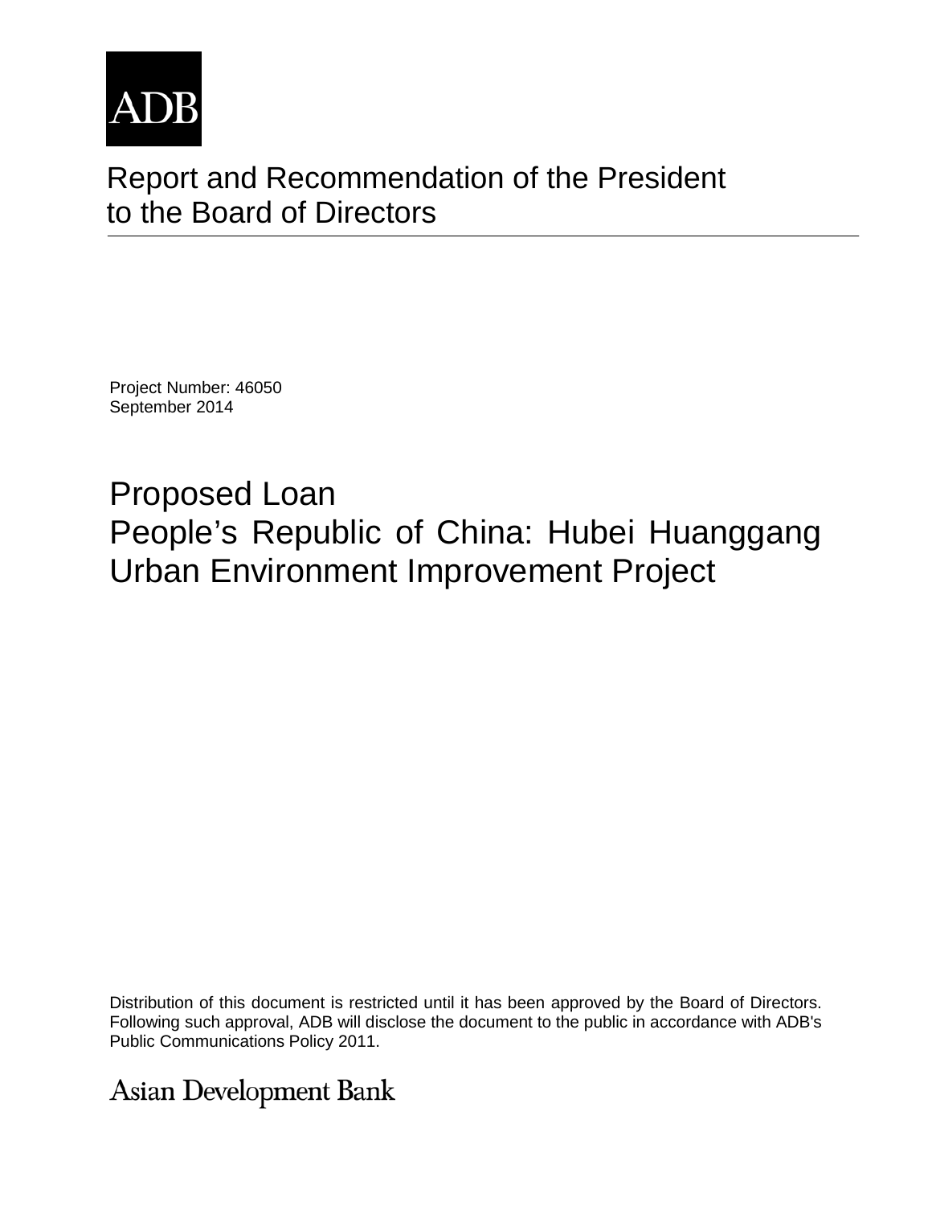ADB

# Report and Recommendation of the President to the Board of Directors

Project Number: 46050
September 2014

## Proposed Loan
## People's Republic of China: Hubei Huanggang Urban Environment Improvement Project

Distribution of this document is restricted until it has been approved by the Board of Directors. Following such approval, ADB will disclose the document to the public in accordance with ADB's Public Communications Policy 2011.

Asian Development Bank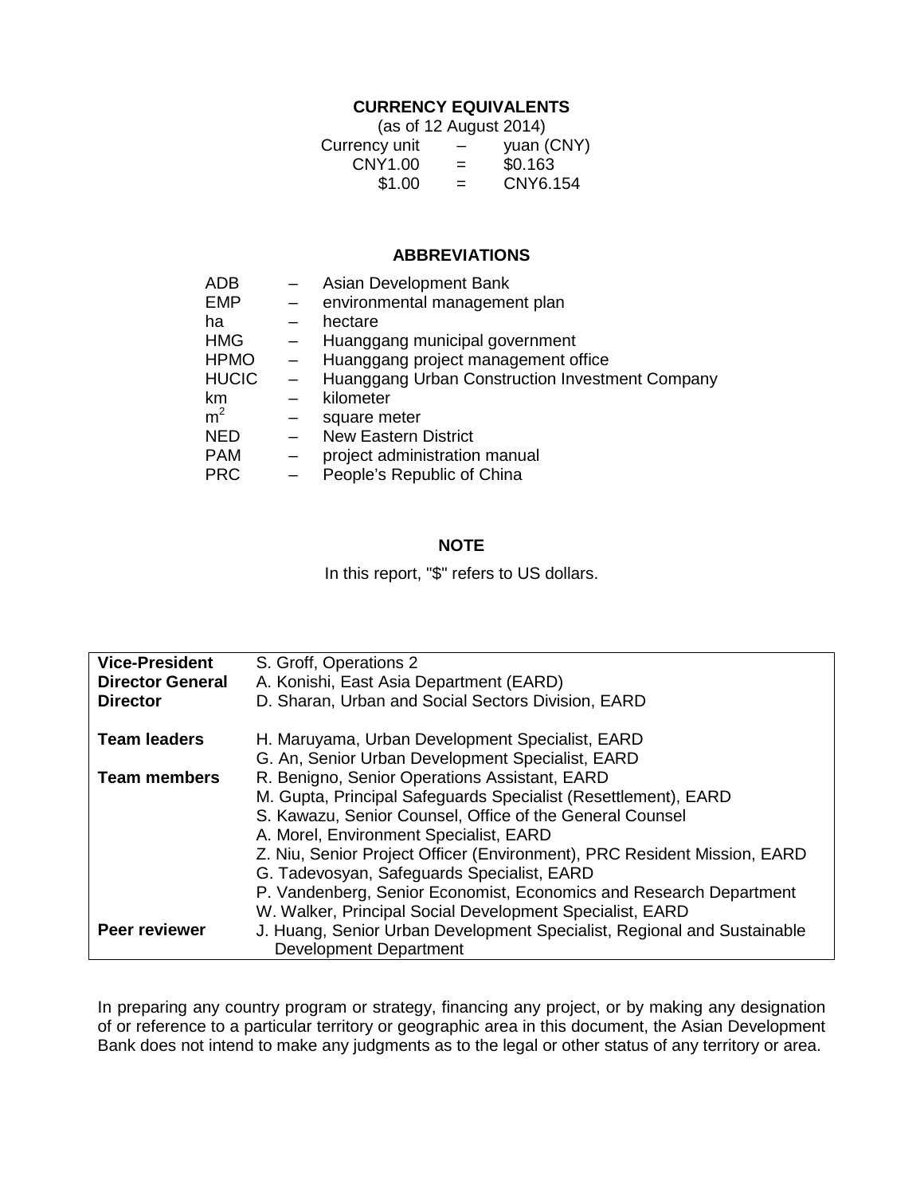## CURRENCY EQUIVALENTS

(as of 12 August 2014)

| | | |
|---|---|---|
| Currency unit | – | yuan (CNY) |
| CNY1.00 | = | \$0.163 |
| \$1.00 | = | CNY6.154 |

## ABBREVIATIONS

| | | |
|---|---|---|
| ADB | – | Asian Development Bank |
| EMP | – | environmental management plan |
| ha | – | hectare |
| HMG | – | Huanggang municipal government |
| HPMO | – | Huanggang project management office |
| HUCIC | – | Huanggang Urban Construction Investment Company |
| km | – | kilometer |
| $m^2$ | – | square meter |
| NED | – | New Eastern District |
| PAM | – | project administration manual |
| PRC | – | People's Republic of China |

## NOTE

In this report, "$" refers to US dollars.

| | |
|---|---|
| **Vice-President** | S. Groff, Operations 2 |
| **Director General** | A. Konishi, East Asia Department (EARD) |
| **Director** | D. Sharan, Urban and Social Sectors Division, EARD |
| **Team leaders** | H. Maruyama, Urban Development Specialist, EARD |
| | G. An, Senior Urban Development Specialist, EARD |
| **Team members** | R. Benigno, Senior Operations Assistant, EARD |
| | M. Gupta, Principal Safeguards Specialist (Resettlement), EARD |
| | S. Kawazu, Senior Counsel, Office of the General Counsel |
| | A. Morel, Environment Specialist, EARD |
| | Z. Niu, Senior Project Officer (Environment), PRC Resident Mission, EARD |
| | G. Tadevosyan, Safeguards Specialist, EARD |
| | P. Vandenberg, Senior Economist, Economics and Research Department |
| | W. Walker, Principal Social Development Specialist, EARD |
| **Peer reviewer** | J. Huang, Senior Urban Development Specialist, Regional and Sustainable Development Department |

In preparing any country program or strategy, financing any project, or by making any designation of or reference to a particular territory or geographic area in this document, the Asian Development Bank does not intend to make any judgments as to the legal or other status of any territory or area.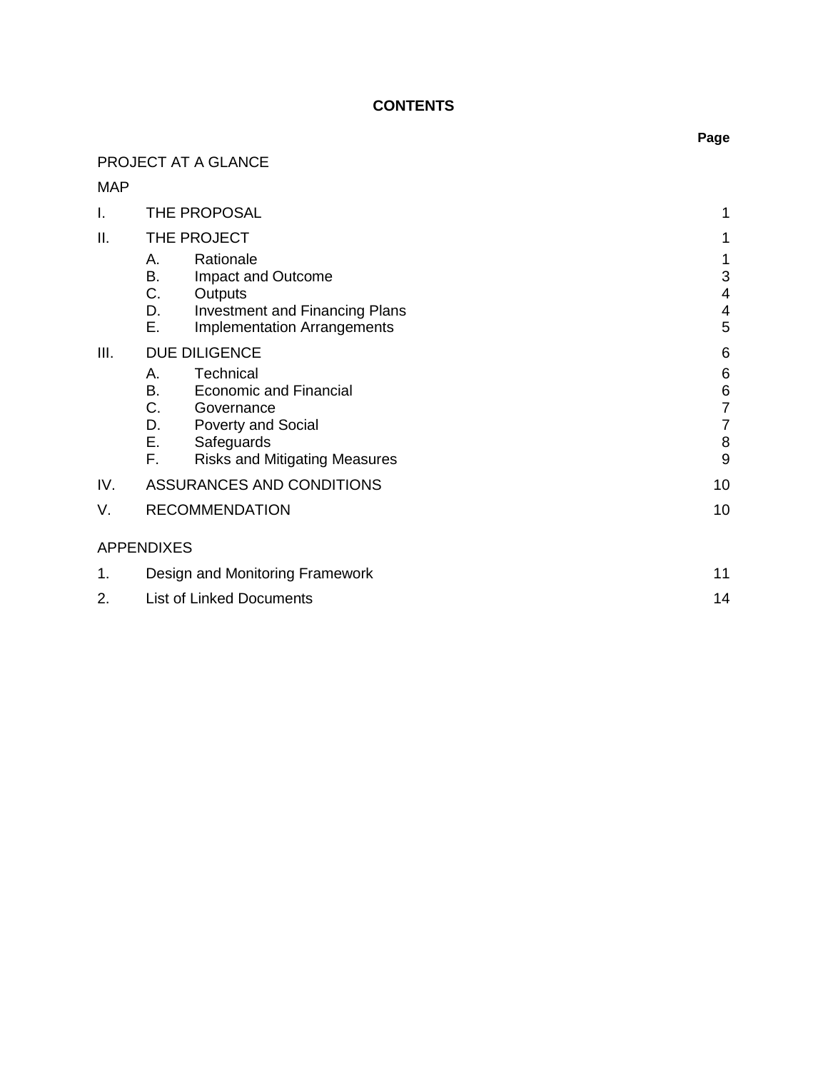# CONTENTS

| | | Page |
|---|---|---|
| PROJECT AT A GLANCE | | |
| MAP | | |
| I. | THE PROPOSAL | 1 |
| II. | THE PROJECT | 1 |
| | A. Rationale | 1 |
| | B. Impact and Outcome | 3 |
| | C. Outputs | 4 |
| | D. Investment and Financing Plans | 4 |
| | E. Implementation Arrangements | 5 |
| III. | DUE DILIGENCE | 6 |
| | A. Technical | 6 |
| | B. Economic and Financial | 6 |
| | C. Governance | 7 |
| | D. Poverty and Social | 7 |
| | E. Safeguards | 8 |
| | F. Risks and Mitigating Measures | 9 |
| IV. | ASSURANCES AND CONDITIONS | 10 |
| V. | RECOMMENDATION | 10 |
| APPENDIXES | | |
| 1. | Design and Monitoring Framework | 11 |
| 2. | List of Linked Documents | 14 |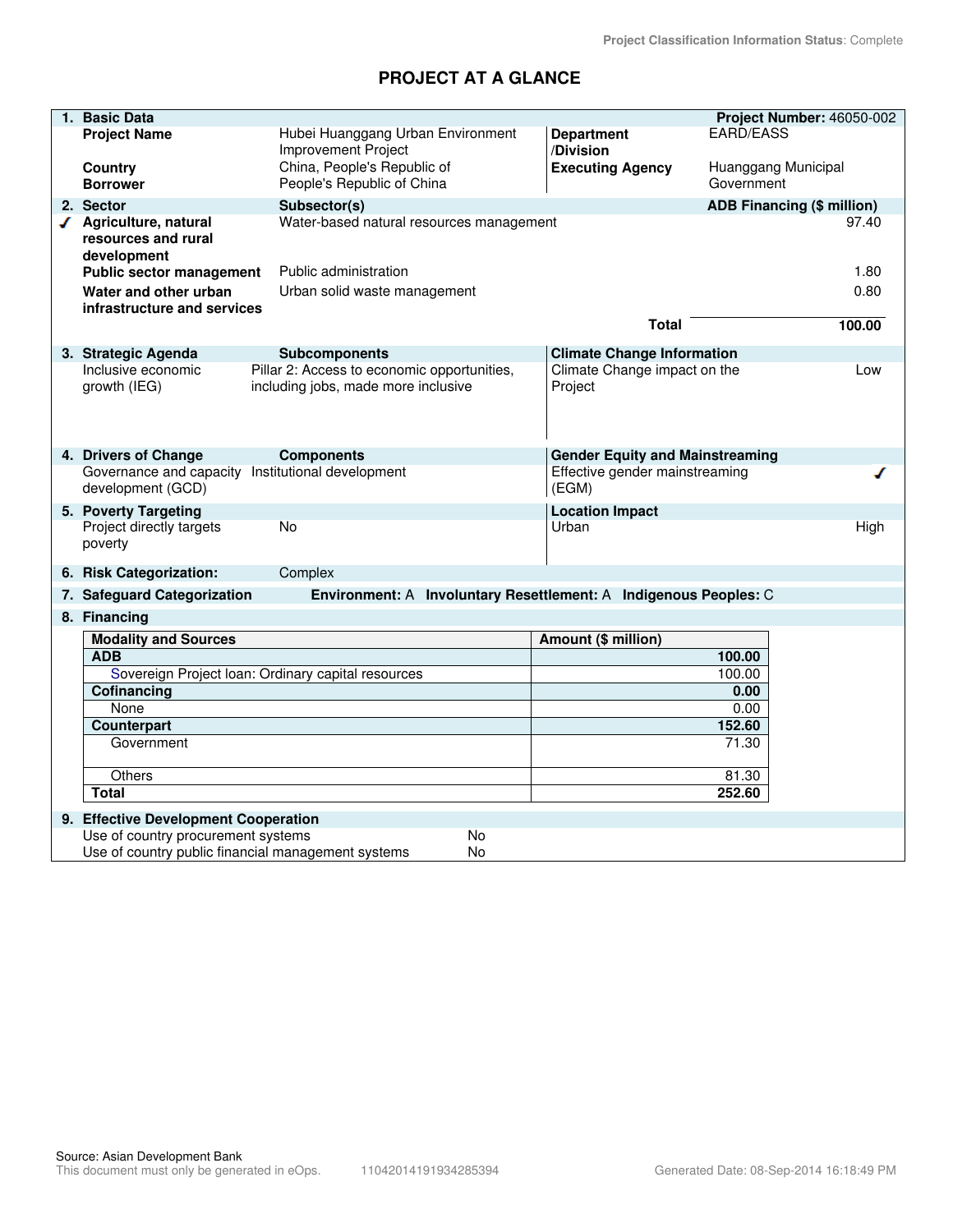Project Classification Information Status: Complete

# PROJECT AT A GLANCE

| 1. Basic Data | | | Project Number: 46050-002 |
|---|---|---|---|
| Project Name | Hubei Huanggang Urban Environment Improvement Project | Department /Division | EARD/EASS |
| Country | China, People's Republic of | Executing Agency | Huanggang Municipal Government |
| Borrower | People's Republic of China | | |

| 2. Sector | Subsector(s) | ADB Financing ($ million) |
|---|---|---|
| ✓ Agriculture, natural resources and rural development | Water-based natural resources management | 97.40 |
| Public sector management | Public administration | 1.80 |
| Water and other urban infrastructure and services | Urban solid waste management | 0.80 |
| | Total | 100.00 |

| 3. Strategic Agenda | Subcomponents | Climate Change Information | |
|---|---|---|---|
| Inclusive economic growth (IEG) | Pillar 2: Access to economic opportunities, including jobs, made more inclusive | Climate Change impact on the Project | Low |

| 4. Drivers of Change | Components | Gender Equity and Mainstreaming | |
|---|---|---|---|
| Governance and capacity development (GCD) | Institutional development | Effective gender mainstreaming (EGM) | ✓ |

| 5. Poverty Targeting | | Location Impact | |
|---|---|---|---|
| Project directly targets poverty | No | Urban | High |

**6. Risk Categorization:** Complex

**7. Safeguard Categorization** Environment: A Involuntary Resettlement: A Indigenous Peoples: C

**8. Financing**

| Modality and Sources | Amount ($ million) |
|---|---|
| **ADB** | **100.00** |
| Sovereign Project loan: Ordinary capital resources | 100.00 |
| **Cofinancing** | **0.00** |
| None | 0.00 |
| **Counterpart** | **152.60** |
| Government | 71.30 |
| Others | 81.30 |
| **Total** | **252.60** |

**9. Effective Development Cooperation**

| | |
|---|---|
| Use of country procurement systems | No |
| Use of country public financial management systems | No |

Source: Asian Development Bank

This document must only be generated in eOps. 11042014191934285394 Generated Date: 08-Sep-2014 16:18:49 PM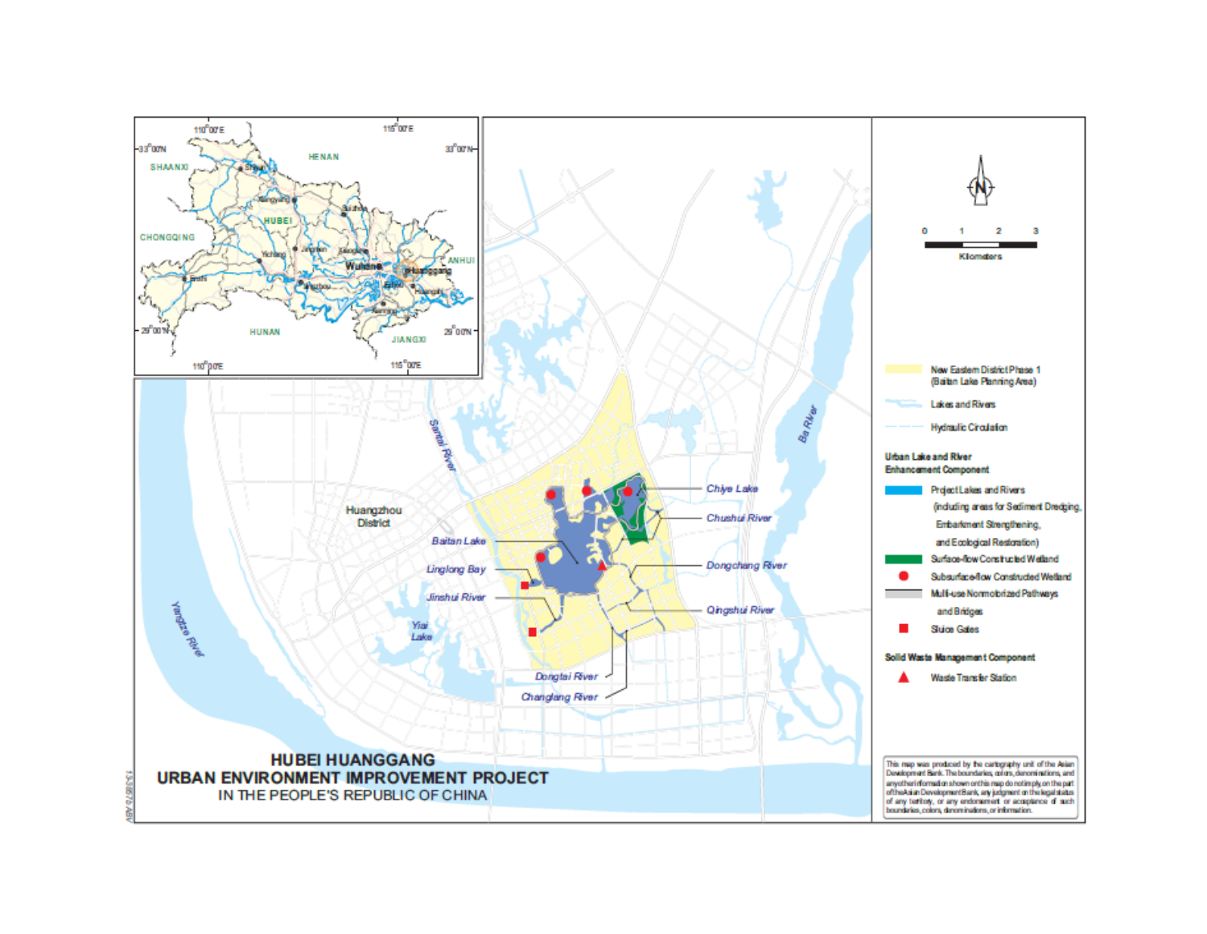HUBEI HUANGGANG
URBAN ENVIRONMENT IMPROVEMENT PROJECT
IN THE PEOPLE'S REPUBLIC OF CHINA

New Eastern District Phase 1 (Baitan Lake Planning Area)

Lakes and Rivers

Hydraulic Circulation

**Urban Lake and River Enhancement Component**

Project Lakes and Rivers (including areas for Sediment Dredging, Embankment Strengthening, and Ecological Restoration)

Surface-flow Constructed Wetland

Subsurface-flow Constructed Wetland

Multi-use Nonmotorized Pathways and Bridges

Sluice Gates

**Solid Waste Management Component**

Waste Transfer Station

0 1 2 3
Kilometers

This map was produced by the cartography unit of the Asian Development Bank. The boundaries, colors, denominations, and any other information shown on this map do not imply, on the part of the Asian Development Bank, any judgment on the legal status of any territory, or any endorsement or acceptance of such boundaries, colors, denominations, or information.

13-3867a ABV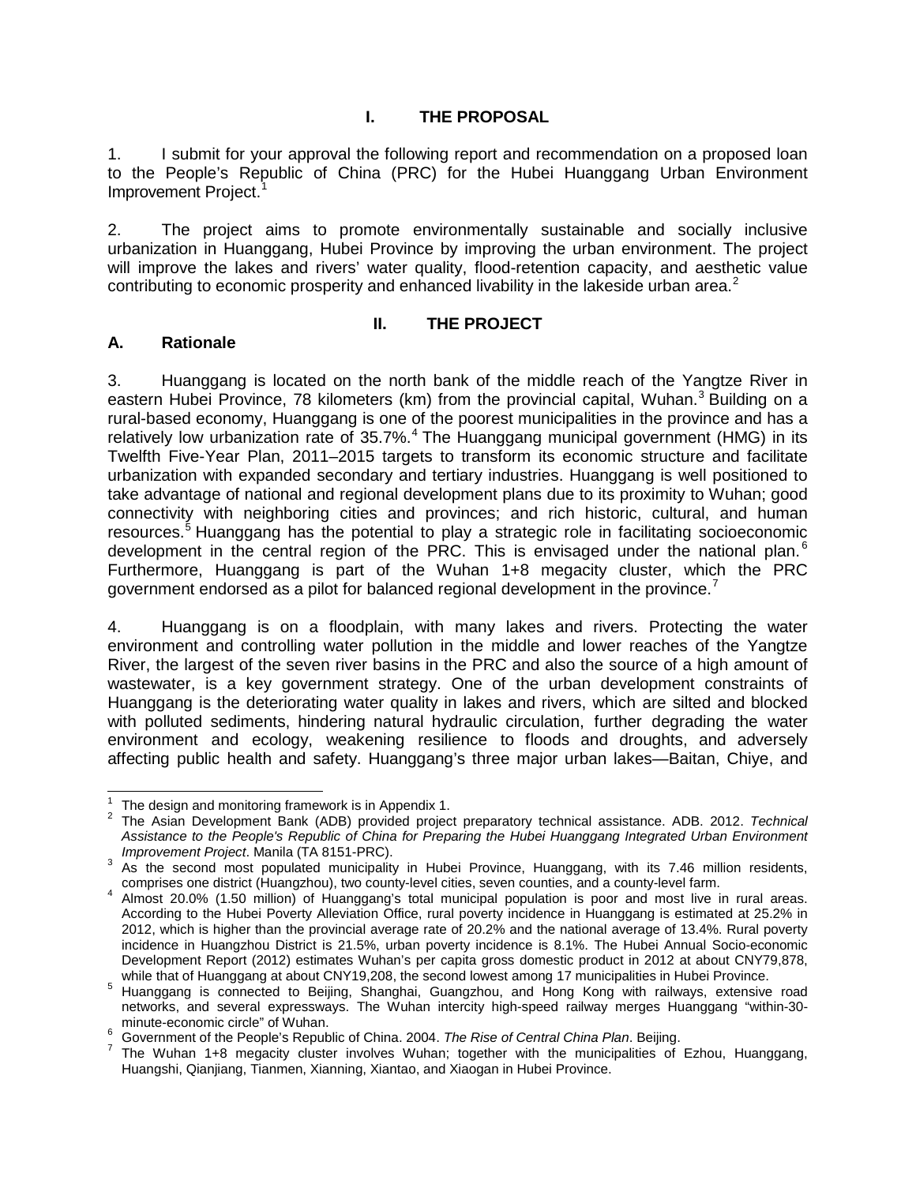# I. THE PROPOSAL

1. I submit for your approval the following report and recommendation on a proposed loan to the People's Republic of China (PRC) for the Hubei Huanggang Urban Environment Improvement Project.[1]

2. The project aims to promote environmentally sustainable and socially inclusive urbanization in Huanggang, Hubei Province by improving the urban environment. The project will improve the lakes and rivers' water quality, flood-retention capacity, and aesthetic value contributing to economic prosperity and enhanced livability in the lakeside urban area.[2]

# II. THE PROJECT

## A. Rationale

3. Huanggang is located on the north bank of the middle reach of the Yangtze River in eastern Hubei Province, 78 kilometers (km) from the provincial capital, Wuhan.[3] Building on a rural-based economy, Huanggang is one of the poorest municipalities in the province and has a relatively low urbanization rate of 35.7%.[4] The Huanggang municipal government (HMG) in its Twelfth Five-Year Plan, 2011–2015 targets to transform its economic structure and facilitate urbanization with expanded secondary and tertiary industries. Huanggang is well positioned to take advantage of national and regional development plans due to its proximity to Wuhan; good connectivity with neighboring cities and provinces; and rich historic, cultural, and human resources.[5] Huanggang has the potential to play a strategic role in facilitating socioeconomic development in the central region of the PRC. This is envisaged under the national plan.[6] Furthermore, Huanggang is part of the Wuhan 1+8 megacity cluster, which the PRC government endorsed as a pilot for balanced regional development in the province.[7]

4. Huanggang is on a floodplain, with many lakes and rivers. Protecting the water environment and controlling water pollution in the middle and lower reaches of the Yangtze River, the largest of the seven river basins in the PRC and also the source of a high amount of wastewater, is a key government strategy. One of the urban development constraints of Huanggang is the deteriorating water quality in lakes and rivers, which are silted and blocked with polluted sediments, hindering natural hydraulic circulation, further degrading the water environment and ecology, weakening resilience to floods and droughts, and adversely affecting public health and safety. Huanggang's three major urban lakes—Baitan, Chiye, and

---

[1] The design and monitoring framework is in Appendix 1.

[2] The Asian Development Bank (ADB) provided project preparatory technical assistance. ADB. 2012. *Technical Assistance to the People's Republic of China for Preparing the Hubei Huanggang Integrated Urban Environment Improvement Project*. Manila (TA 8151-PRC).

[3] As the second most populated municipality in Hubei Province, Huanggang, with its 7.46 million residents, comprises one district (Huangzhou), two county-level cities, seven counties, and a county-level farm.

[4] Almost 20.0% (1.50 million) of Huanggang's total municipal population is poor and most live in rural areas. According to the Hubei Poverty Alleviation Office, rural poverty incidence in Huanggang is estimated at 25.2% in 2012, which is higher than the provincial average rate of 20.2% and the national average of 13.4%. Rural poverty incidence in Huangzhou District is 21.5%, urban poverty incidence is 8.1%. The Hubei Annual Socio-economic Development Report (2012) estimates Wuhan's per capita gross domestic product in 2012 at about CNY79,878, while that of Huanggang at about CNY19,208, the second lowest among 17 municipalities in Hubei Province.

[5] Huanggang is connected to Beijing, Shanghai, Guangzhou, and Hong Kong with railways, extensive road networks, and several expressways. The Wuhan intercity high-speed railway merges Huanggang "within-30-minute-economic circle" of Wuhan.

[6] Government of the People's Republic of China. 2004. *The Rise of Central China Plan*. Beijing.

[7] The Wuhan 1+8 megacity cluster involves Wuhan; together with the municipalities of Ezhou, Huanggang, Huangshi, Qianjiang, Tianmen, Xianning, Xiantao, and Xiaogan in Hubei Province.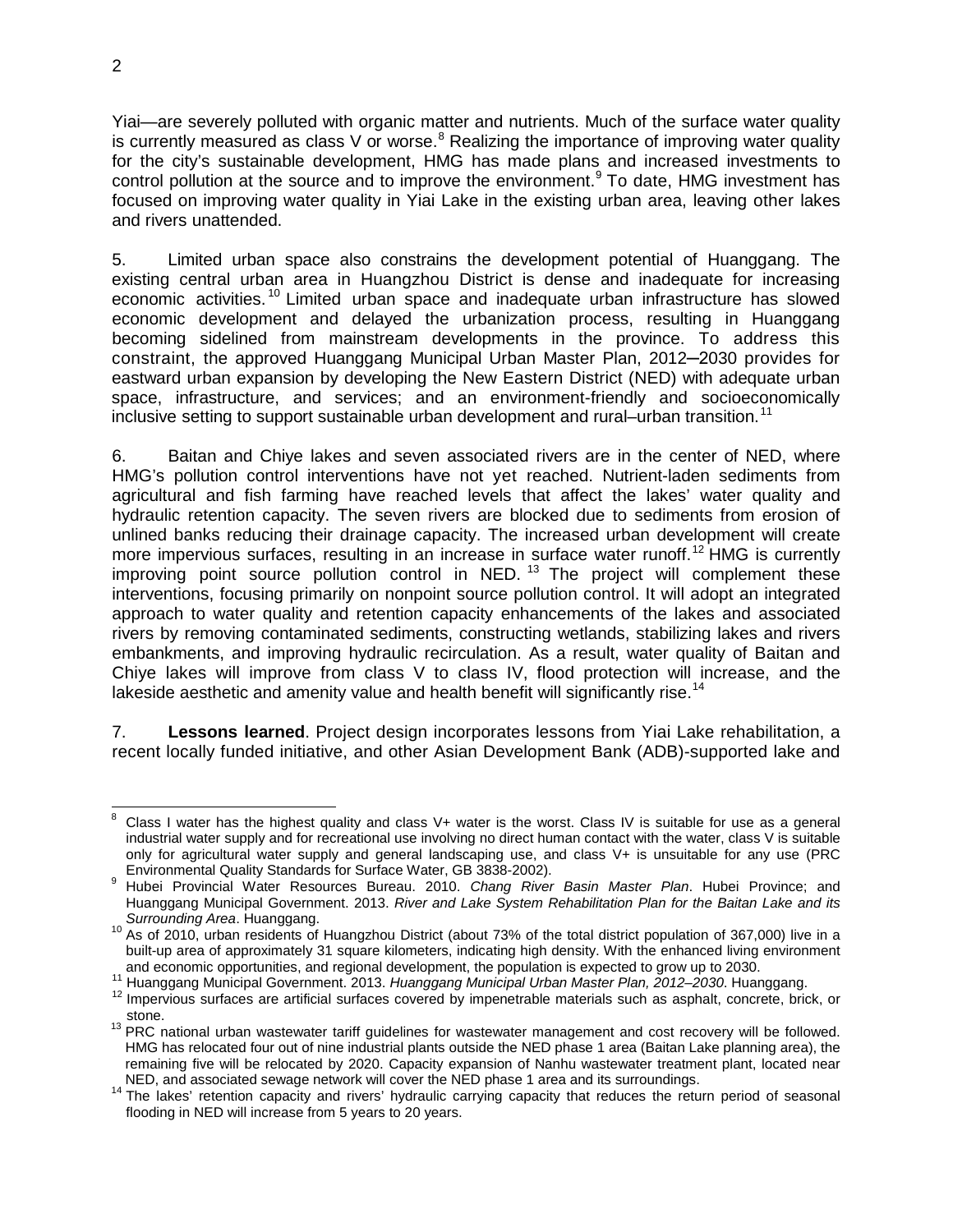Yiai—are severely polluted with organic matter and nutrients. Much of the surface water quality is currently measured as class V or worse.[8] Realizing the importance of improving water quality for the city's sustainable development, HMG has made plans and increased investments to control pollution at the source and to improve the environment.[9] To date, HMG investment has focused on improving water quality in Yiai Lake in the existing urban area, leaving other lakes and rivers unattended.

5. Limited urban space also constrains the development potential of Huanggang. The existing central urban area in Huangzhou District is dense and inadequate for increasing economic activities.[10] Limited urban space and inadequate urban infrastructure has slowed economic development and delayed the urbanization process, resulting in Huanggang becoming sidelined from mainstream developments in the province. To address this constraint, the approved Huanggang Municipal Urban Master Plan, 2012–2030 provides for eastward urban expansion by developing the New Eastern District (NED) with adequate urban space, infrastructure, and services; and an environment-friendly and socioeconomically inclusive setting to support sustainable urban development and rural–urban transition.[11]

6. Baitan and Chiye lakes and seven associated rivers are in the center of NED, where HMG's pollution control interventions have not yet reached. Nutrient-laden sediments from agricultural and fish farming have reached levels that affect the lakes' water quality and hydraulic retention capacity. The seven rivers are blocked due to sediments from erosion of unlined banks reducing their drainage capacity. The increased urban development will create more impervious surfaces, resulting in an increase in surface water runoff.[12] HMG is currently improving point source pollution control in NED.[13] The project will complement these interventions, focusing primarily on nonpoint source pollution control. It will adopt an integrated approach to water quality and retention capacity enhancements of the lakes and associated rivers by removing contaminated sediments, constructing wetlands, stabilizing lakes and rivers embankments, and improving hydraulic recirculation. As a result, water quality of Baitan and Chiye lakes will improve from class V to class IV, flood protection will increase, and the lakeside aesthetic and amenity value and health benefit will significantly rise.[14]

7. **Lessons learned**. Project design incorporates lessons from Yiai Lake rehabilitation, a recent locally funded initiative, and other Asian Development Bank (ADB)-supported lake and

---

[8] Class I water has the highest quality and class V+ water is the worst. Class IV is suitable for use as a general industrial water supply and for recreational use involving no direct human contact with the water, class V is suitable only for agricultural water supply and general landscaping use, and class V+ is unsuitable for any use (PRC Environmental Quality Standards for Surface Water, GB 3838-2002).

[9] Hubei Provincial Water Resources Bureau. 2010. *Chang River Basin Master Plan*. Hubei Province; and Huanggang Municipal Government. 2013. *River and Lake System Rehabilitation Plan for the Baitan Lake and its Surrounding Area*. Huanggang.

[10] As of 2010, urban residents of Huangzhou District (about 73% of the total district population of 367,000) live in a built-up area of approximately 31 square kilometers, indicating high density. With the enhanced living environment and economic opportunities, and regional development, the population is expected to grow up to 2030.

[11] Huanggang Municipal Government. 2013. *Huanggang Municipal Urban Master Plan, 2012–2030*. Huanggang.

[12] Impervious surfaces are artificial surfaces covered by impenetrable materials such as asphalt, concrete, brick, or stone.

[13] PRC national urban wastewater tariff guidelines for wastewater management and cost recovery will be followed. HMG has relocated four out of nine industrial plants outside the NED phase 1 area (Baitan Lake planning area), the remaining five will be relocated by 2020. Capacity expansion of Nanhu wastewater treatment plant, located near NED, and associated sewage network will cover the NED phase 1 area and its surroundings.

[14] The lakes' retention capacity and rivers' hydraulic carrying capacity that reduces the return period of seasonal flooding in NED will increase from 5 years to 20 years.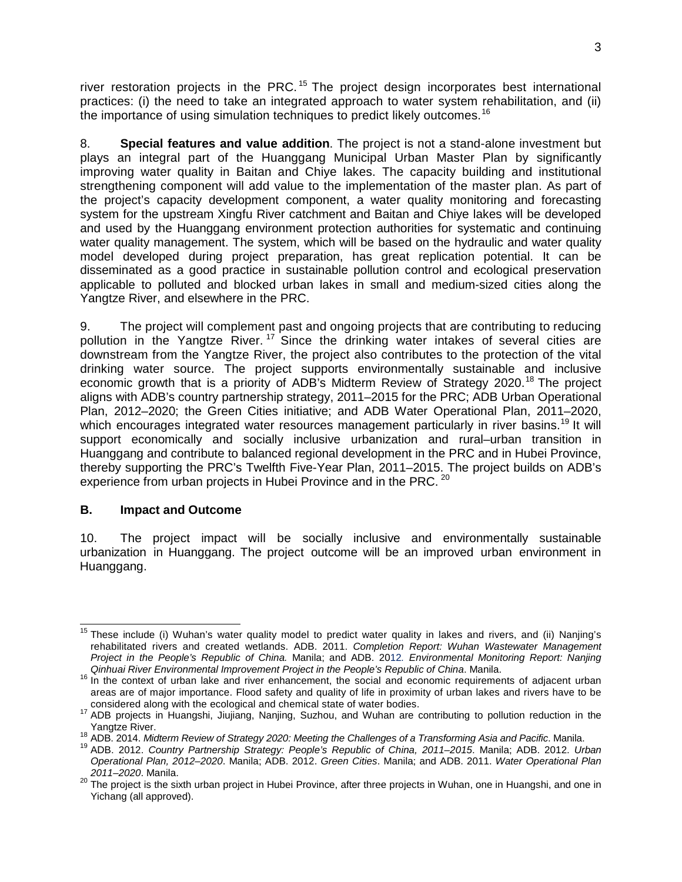river restoration projects in the PRC.[15] The project design incorporates best international practices: (i) the need to take an integrated approach to water system rehabilitation, and (ii) the importance of using simulation techniques to predict likely outcomes.[16]

8. **Special features and value addition**. The project is not a stand-alone investment but plays an integral part of the Huanggang Municipal Urban Master Plan by significantly improving water quality in Baitan and Chiye lakes. The capacity building and institutional strengthening component will add value to the implementation of the master plan. As part of the project's capacity development component, a water quality monitoring and forecasting system for the upstream Xingfu River catchment and Baitan and Chiye lakes will be developed and used by the Huanggang environment protection authorities for systematic and continuing water quality management. The system, which will be based on the hydraulic and water quality model developed during project preparation, has great replication potential. It can be disseminated as a good practice in sustainable pollution control and ecological preservation applicable to polluted and blocked urban lakes in small and medium-sized cities along the Yangtze River, and elsewhere in the PRC.

9. The project will complement past and ongoing projects that are contributing to reducing pollution in the Yangtze River.[17] Since the drinking water intakes of several cities are downstream from the Yangtze River, the project also contributes to the protection of the vital drinking water source. The project supports environmentally sustainable and inclusive economic growth that is a priority of ADB's Midterm Review of Strategy 2020.[18] The project aligns with ADB's country partnership strategy, 2011–2015 for the PRC; ADB Urban Operational Plan, 2012–2020; the Green Cities initiative; and ADB Water Operational Plan, 2011–2020, which encourages integrated water resources management particularly in river basins.[19] It will support economically and socially inclusive urbanization and rural–urban transition in Huanggang and contribute to balanced regional development in the PRC and in Hubei Province, thereby supporting the PRC's Twelfth Five-Year Plan, 2011–2015. The project builds on ADB's experience from urban projects in Hubei Province and in the PRC.[20]

## B. Impact and Outcome

10. The project impact will be socially inclusive and environmentally sustainable urbanization in Huanggang. The project outcome will be an improved urban environment in Huanggang.

---

[15] These include (i) Wuhan's water quality model to predict water quality in lakes and rivers, and (ii) Nanjing's rehabilitated rivers and created wetlands. ADB. 2011. *Completion Report: Wuhan Wastewater Management Project in the People's Republic of China.* Manila; and ADB. 2012. *Environmental Monitoring Report: Nanjing Qinhuai River Environmental Improvement Project in the People's Republic of China*. Manila.

[16] In the context of urban lake and river enhancement, the social and economic requirements of adjacent urban areas are of major importance. Flood safety and quality of life in proximity of urban lakes and rivers have to be considered along with the ecological and chemical state of water bodies.

[17] ADB projects in Huangshi, Jiujiang, Nanjing, Suzhou, and Wuhan are contributing to pollution reduction in the Yangtze River.

[18] ADB. 2014. *Midterm Review of Strategy 2020: Meeting the Challenges of a Transforming Asia and Pacific*. Manila.

[19] ADB. 2012. *Country Partnership Strategy: People's Republic of China, 2011–2015*. Manila; ADB. 2012. *Urban Operational Plan, 2012–2020*. Manila; ADB. 2012. *Green Cities*. Manila; and ADB. 2011. *Water Operational Plan 2011–2020*. Manila.

[20] The project is the sixth urban project in Hubei Province, after three projects in Wuhan, one in Huangshi, and one in Yichang (all approved).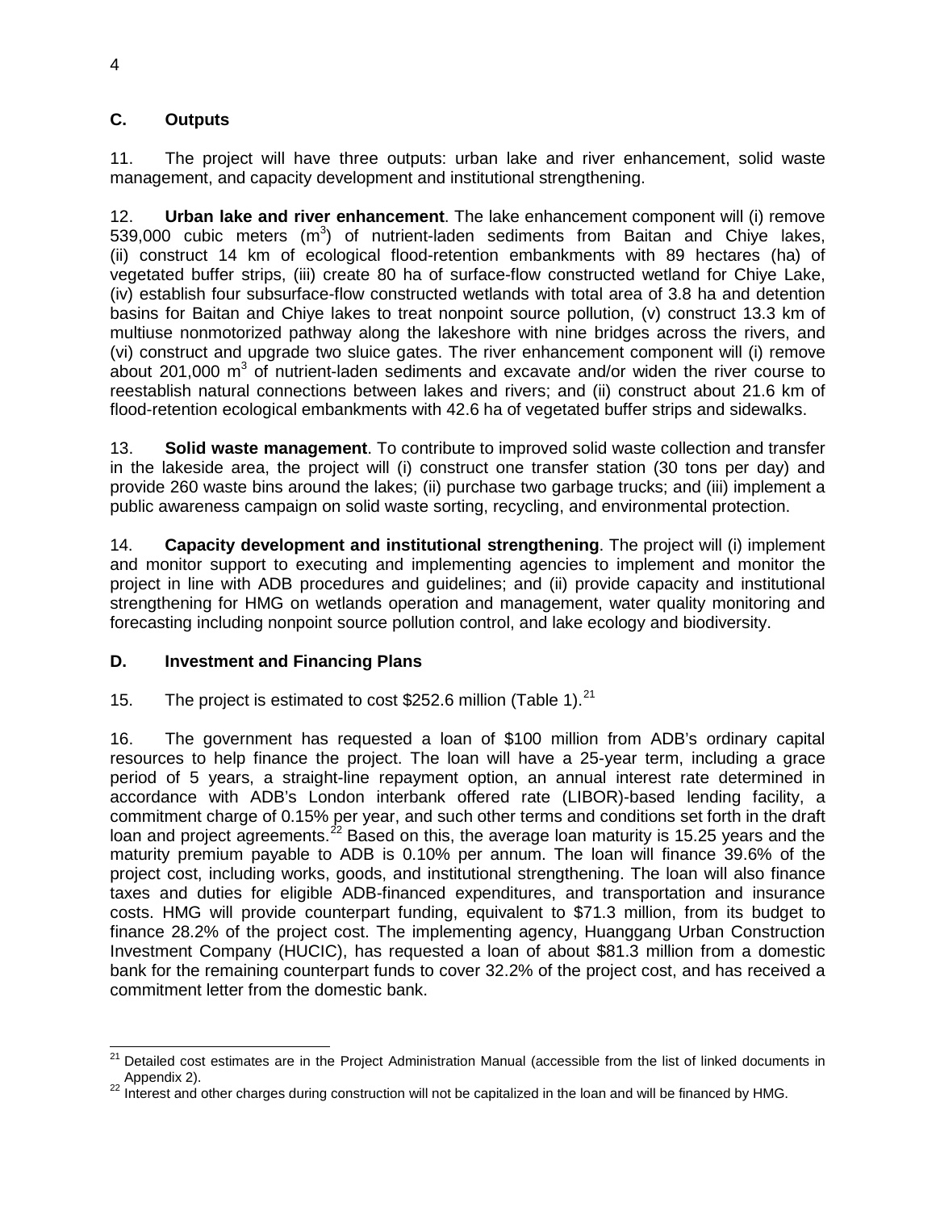## C. Outputs

11. The project will have three outputs: urban lake and river enhancement, solid waste management, and capacity development and institutional strengthening.

12. **Urban lake and river enhancement**. The lake enhancement component will (i) remove 539,000 cubic meters ($m^3$) of nutrient-laden sediments from Baitan and Chiye lakes, (ii) construct 14 km of ecological flood-retention embankments with 89 hectares (ha) of vegetated buffer strips, (iii) create 80 ha of surface-flow constructed wetland for Chiye Lake, (iv) establish four subsurface-flow constructed wetlands with total area of 3.8 ha and detention basins for Baitan and Chiye lakes to treat nonpoint source pollution, (v) construct 13.3 km of multiuse nonmotorized pathway along the lakeshore with nine bridges across the rivers, and (vi) construct and upgrade two sluice gates. The river enhancement component will (i) remove about 201,000 $m^3$ of nutrient-laden sediments and excavate and/or widen the river course to reestablish natural connections between lakes and rivers; and (ii) construct about 21.6 km of flood-retention ecological embankments with 42.6 ha of vegetated buffer strips and sidewalks.

13. **Solid waste management**. To contribute to improved solid waste collection and transfer in the lakeside area, the project will (i) construct one transfer station (30 tons per day) and provide 260 waste bins around the lakes; (ii) purchase two garbage trucks; and (iii) implement a public awareness campaign on solid waste sorting, recycling, and environmental protection.

14. **Capacity development and institutional strengthening**. The project will (i) implement and monitor support to executing and implementing agencies to implement and monitor the project in line with ADB procedures and guidelines; and (ii) provide capacity and institutional strengthening for HMG on wetlands operation and management, water quality monitoring and forecasting including nonpoint source pollution control, and lake ecology and biodiversity.

## D. Investment and Financing Plans

15. The project is estimated to cost $252.6 million (Table 1).[21]

16. The government has requested a loan of $100 million from ADB's ordinary capital resources to help finance the project. The loan will have a 25-year term, including a grace period of 5 years, a straight-line repayment option, an annual interest rate determined in accordance with ADB's London interbank offered rate (LIBOR)-based lending facility, a commitment charge of 0.15% per year, and such other terms and conditions set forth in the draft loan and project agreements.[22] Based on this, the average loan maturity is 15.25 years and the maturity premium payable to ADB is 0.10% per annum. The loan will finance 39.6% of the project cost, including works, goods, and institutional strengthening. The loan will also finance taxes and duties for eligible ADB-financed expenditures, and transportation and insurance costs. HMG will provide counterpart funding, equivalent to $71.3 million, from its budget to finance 28.2% of the project cost. The implementing agency, Huanggang Urban Construction Investment Company (HUCIC), has requested a loan of about $81.3 million from a domestic bank for the remaining counterpart funds to cover 32.2% of the project cost, and has received a commitment letter from the domestic bank.

---

[21] Detailed cost estimates are in the Project Administration Manual (accessible from the list of linked documents in Appendix 2).

[22] Interest and other charges during construction will not be capitalized in the loan and will be financed by HMG.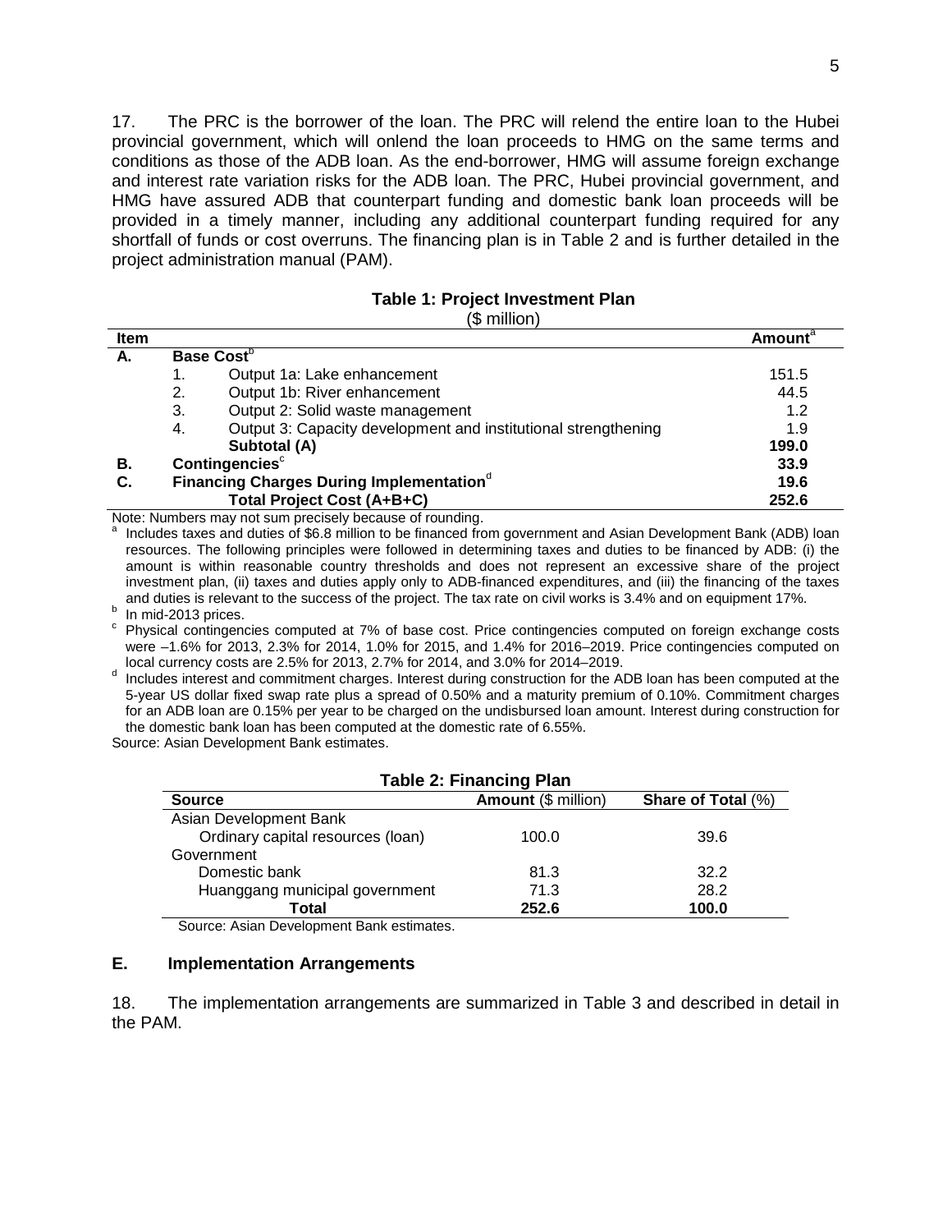17. The PRC is the borrower of the loan. The PRC will relend the entire loan to the Hubei provincial government, which will onlend the loan proceeds to HMG on the same terms and conditions as those of the ADB loan. As the end-borrower, HMG will assume foreign exchange and interest rate variation risks for the ADB loan. The PRC, Hubei provincial government, and HMG have assured ADB that counterpart funding and domestic bank loan proceeds will be provided in a timely manner, including any additional counterpart funding required for any shortfall of funds or cost overruns. The financing plan is in Table 2 and is further detailed in the project administration manual (PAM).

**Table 1: Project Investment Plan**
($ million)

| Item | | | Amount[a] |
|---|---|---|---|
| **A.** | **Base Cost[b]** | | |
| | 1. | Output 1a: Lake enhancement | 151.5 |
| | 2. | Output 1b: River enhancement | 44.5 |
| | 3. | Output 2: Solid waste management | 1.2 |
| | 4. | Output 3: Capacity development and institutional strengthening | 1.9 |
| | | **Subtotal (A)** | **199.0** |
| **B.** | **Contingencies[c]** | | **33.9** |
| **C.** | **Financing Charges During Implementation[d]** | | **19.6** |
| | | **Total Project Cost (A+B+C)** | **252.6** |

Note: Numbers may not sum precisely because of rounding.

[a] Includes taxes and duties of $6.8 million to be financed from government and Asian Development Bank (ADB) loan resources. The following principles were followed in determining taxes and duties to be financed by ADB: (i) the amount is within reasonable country thresholds and does not represent an excessive share of the project investment plan, (ii) taxes and duties apply only to ADB-financed expenditures, and (iii) the financing of the taxes and duties is relevant to the success of the project. The tax rate on civil works is 3.4% and on equipment 17%.

[b] In mid-2013 prices.

[c] Physical contingencies computed at 7% of base cost. Price contingencies computed on foreign exchange costs were –1.6% for 2013, 2.3% for 2014, 1.0% for 2015, and 1.4% for 2016–2019. Price contingencies computed on local currency costs are 2.5% for 2013, 2.7% for 2014, and 3.0% for 2014–2019.

[d] Includes interest and commitment charges. Interest during construction for the ADB loan has been computed at the 5-year US dollar fixed swap rate plus a spread of 0.50% and a maturity premium of 0.10%. Commitment charges for an ADB loan are 0.15% per year to be charged on the undisbursed loan amount. Interest during construction for the domestic bank loan has been computed at the domestic rate of 6.55%.

Source: Asian Development Bank estimates.

**Table 2: Financing Plan**

| Source | Amount ($ million) | Share of Total (%) |
|---|---|---|
| Asian Development Bank | | |
| Ordinary capital resources (loan) | 100.0 | 39.6 |
| Government | | |
| Domestic bank | 81.3 | 32.2 |
| Huanggang municipal government | 71.3 | 28.2 |
| **Total** | **252.6** | **100.0** |

Source: Asian Development Bank estimates.

### E. Implementation Arrangements

18. The implementation arrangements are summarized in Table 3 and described in detail in the PAM.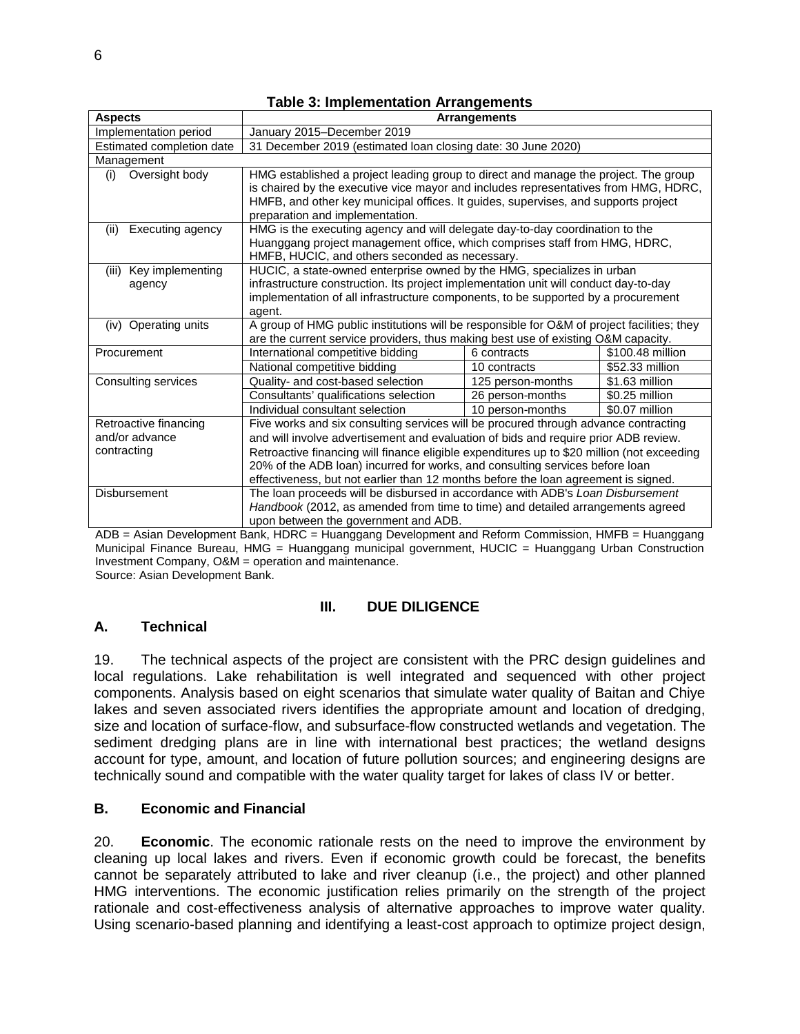**Table 3: Implementation Arrangements**

| Aspects | Arrangements | | |
|---|---|---|---|
| Implementation period | January 2015–December 2019 | | |
| Estimated completion date | 31 December 2019 (estimated loan closing date: 30 June 2020) | | |
| Management | | | |
| (i) Oversight body | HMG established a project leading group to direct and manage the project. The group is chaired by the executive vice mayor and includes representatives from HMG, HDRC, HMFB, and other key municipal offices. It guides, supervises, and supports project preparation and implementation. | | |
| (ii) Executing agency | HMG is the executing agency and will delegate day-to-day coordination to the Huanggang project management office, which comprises staff from HMG, HDRC, HMFB, HUCIC, and others seconded as necessary. | | |
| (iii) Key implementing agency | HUCIC, a state-owned enterprise owned by the HMG, specializes in urban infrastructure construction. Its project implementation unit will conduct day-to-day implementation of all infrastructure components, to be supported by a procurement agent. | | |
| (iv) Operating units | A group of HMG public institutions will be responsible for O&M of project facilities; they are the current service providers, thus making best use of existing O&M capacity. | | |
| Procurement | International competitive bidding | 6 contracts | $100.48 million |
| | National competitive bidding | 10 contracts | $52.33 million |
| Consulting services | Quality- and cost-based selection | 125 person-months | $1.63 million |
| | Consultants' qualifications selection | 26 person-months | $0.25 million |
| | Individual consultant selection | 10 person-months | $0.07 million |
| Retroactive financing and/or advance contracting | Five works and six consulting services will be procured through advance contracting and will involve advertisement and evaluation of bids and require prior ADB review. Retroactive financing will finance eligible expenditures up to $20 million (not exceeding 20% of the ADB loan) incurred for works, and consulting services before loan effectiveness, but not earlier than 12 months before the loan agreement is signed. | | |
| Disbursement | The loan proceeds will be disbursed in accordance with ADB's *Loan Disbursement Handbook* (2012, as amended from time to time) and detailed arrangements agreed upon between the government and ADB. | | |

ADB = Asian Development Bank, HDRC = Huanggang Development and Reform Commission, HMFB = Huanggang Municipal Finance Bureau, HMG = Huanggang municipal government, HUCIC = Huanggang Urban Construction Investment Company, O&M = operation and maintenance.
Source: Asian Development Bank.

## III. DUE DILIGENCE

### A. Technical

19. The technical aspects of the project are consistent with the PRC design guidelines and local regulations. Lake rehabilitation is well integrated and sequenced with other project components. Analysis based on eight scenarios that simulate water quality of Baitan and Chiye lakes and seven associated rivers identifies the appropriate amount and location of dredging, size and location of surface-flow, and subsurface-flow constructed wetlands and vegetation. The sediment dredging plans are in line with international best practices; the wetland designs account for type, amount, and location of future pollution sources; and engineering designs are technically sound and compatible with the water quality target for lakes of class IV or better.

### B. Economic and Financial

20. **Economic**. The economic rationale rests on the need to improve the environment by cleaning up local lakes and rivers. Even if economic growth could be forecast, the benefits cannot be separately attributed to lake and river cleanup (i.e., the project) and other planned HMG interventions. The economic justification relies primarily on the strength of the project rationale and cost-effectiveness analysis of alternative approaches to improve water quality. Using scenario-based planning and identifying a least-cost approach to optimize project design,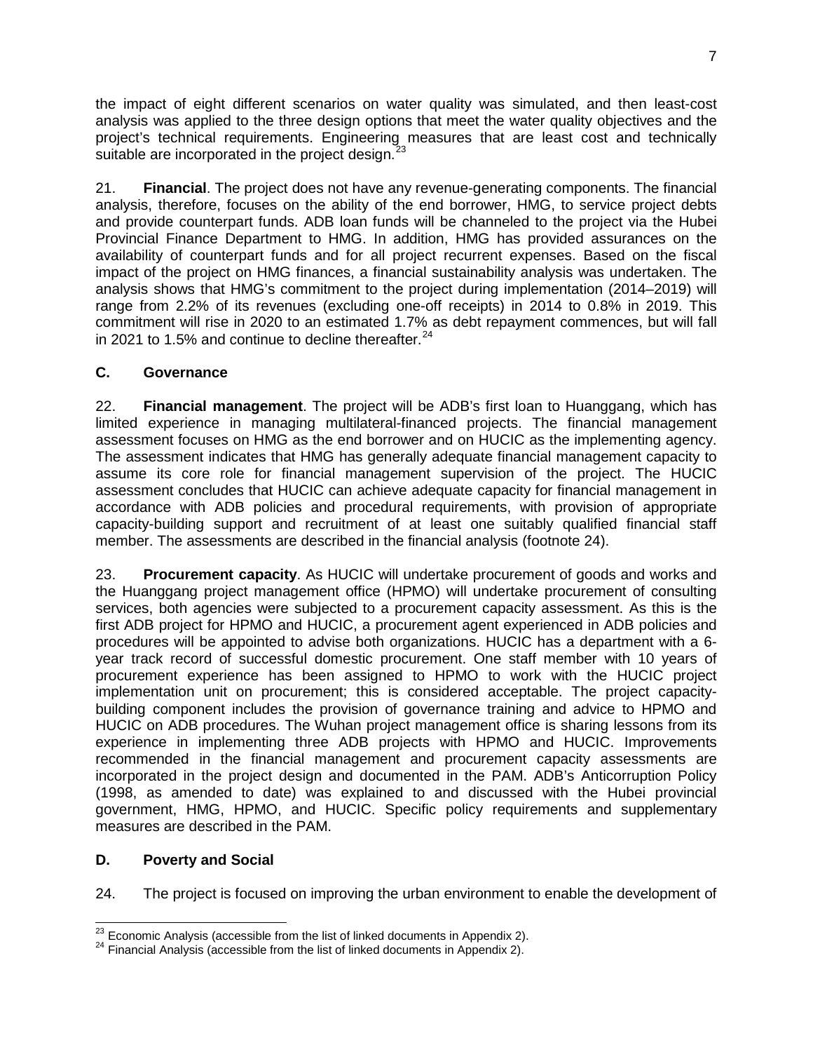the impact of eight different scenarios on water quality was simulated, and then least-cost analysis was applied to the three design options that meet the water quality objectives and the project's technical requirements. Engineering measures that are least cost and technically suitable are incorporated in the project design.[23]

21. **Financial**. The project does not have any revenue-generating components. The financial analysis, therefore, focuses on the ability of the end borrower, HMG, to service project debts and provide counterpart funds. ADB loan funds will be channeled to the project via the Hubei Provincial Finance Department to HMG. In addition, HMG has provided assurances on the availability of counterpart funds and for all project recurrent expenses. Based on the fiscal impact of the project on HMG finances, a financial sustainability analysis was undertaken. The analysis shows that HMG's commitment to the project during implementation (2014–2019) will range from 2.2% of its revenues (excluding one-off receipts) in 2014 to 0.8% in 2019. This commitment will rise in 2020 to an estimated 1.7% as debt repayment commences, but will fall in 2021 to 1.5% and continue to decline thereafter.[24]

### C. Governance

22. **Financial management**. The project will be ADB's first loan to Huanggang, which has limited experience in managing multilateral-financed projects. The financial management assessment focuses on HMG as the end borrower and on HUCIC as the implementing agency. The assessment indicates that HMG has generally adequate financial management capacity to assume its core role for financial management supervision of the project. The HUCIC assessment concludes that HUCIC can achieve adequate capacity for financial management in accordance with ADB policies and procedural requirements, with provision of appropriate capacity-building support and recruitment of at least one suitably qualified financial staff member. The assessments are described in the financial analysis (footnote 24).

23. **Procurement capacity**. As HUCIC will undertake procurement of goods and works and the Huanggang project management office (HPMO) will undertake procurement of consulting services, both agencies were subjected to a procurement capacity assessment. As this is the first ADB project for HPMO and HUCIC, a procurement agent experienced in ADB policies and procedures will be appointed to advise both organizations. HUCIC has a department with a 6-year track record of successful domestic procurement. One staff member with 10 years of procurement experience has been assigned to HPMO to work with the HUCIC project implementation unit on procurement; this is considered acceptable. The project capacity-building component includes the provision of governance training and advice to HPMO and HUCIC on ADB procedures. The Wuhan project management office is sharing lessons from its experience in implementing three ADB projects with HPMO and HUCIC. Improvements recommended in the financial management and procurement capacity assessments are incorporated in the project design and documented in the PAM. ADB's Anticorruption Policy (1998, as amended to date) was explained to and discussed with the Hubei provincial government, HMG, HPMO, and HUCIC. Specific policy requirements and supplementary measures are described in the PAM.

### D. Poverty and Social

24. The project is focused on improving the urban environment to enable the development of

---

[23] Economic Analysis (accessible from the list of linked documents in Appendix 2).

[24] Financial Analysis (accessible from the list of linked documents in Appendix 2).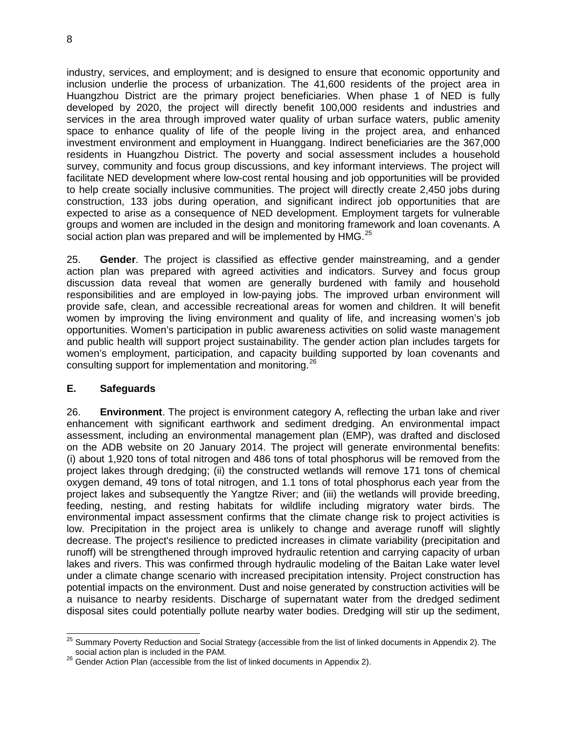industry, services, and employment; and is designed to ensure that economic opportunity and inclusion underlie the process of urbanization. The 41,600 residents of the project area in Huangzhou District are the primary project beneficiaries. When phase 1 of NED is fully developed by 2020, the project will directly benefit 100,000 residents and industries and services in the area through improved water quality of urban surface waters, public amenity space to enhance quality of life of the people living in the project area, and enhanced investment environment and employment in Huanggang. Indirect beneficiaries are the 367,000 residents in Huangzhou District. The poverty and social assessment includes a household survey, community and focus group discussions, and key informant interviews. The project will facilitate NED development where low-cost rental housing and job opportunities will be provided to help create socially inclusive communities. The project will directly create 2,450 jobs during construction, 133 jobs during operation, and significant indirect job opportunities that are expected to arise as a consequence of NED development. Employment targets for vulnerable groups and women are included in the design and monitoring framework and loan covenants. A social action plan was prepared and will be implemented by HMG.[25]

25. **Gender**. The project is classified as effective gender mainstreaming, and a gender action plan was prepared with agreed activities and indicators. Survey and focus group discussion data reveal that women are generally burdened with family and household responsibilities and are employed in low-paying jobs. The improved urban environment will provide safe, clean, and accessible recreational areas for women and children. It will benefit women by improving the living environment and quality of life, and increasing women's job opportunities. Women's participation in public awareness activities on solid waste management and public health will support project sustainability. The gender action plan includes targets for women's employment, participation, and capacity building supported by loan covenants and consulting support for implementation and monitoring.[26]

## E. Safeguards

26. **Environment**. The project is environment category A, reflecting the urban lake and river enhancement with significant earthwork and sediment dredging. An environmental impact assessment, including an environmental management plan (EMP), was drafted and disclosed on the ADB website on 20 January 2014. The project will generate environmental benefits: (i) about 1,920 tons of total nitrogen and 486 tons of total phosphorus will be removed from the project lakes through dredging; (ii) the constructed wetlands will remove 171 tons of chemical oxygen demand, 49 tons of total nitrogen, and 1.1 tons of total phosphorus each year from the project lakes and subsequently the Yangtze River; and (iii) the wetlands will provide breeding, feeding, nesting, and resting habitats for wildlife including migratory water birds. The environmental impact assessment confirms that the climate change risk to project activities is low. Precipitation in the project area is unlikely to change and average runoff will slightly decrease. The project's resilience to predicted increases in climate variability (precipitation and runoff) will be strengthened through improved hydraulic retention and carrying capacity of urban lakes and rivers. This was confirmed through hydraulic modeling of the Baitan Lake water level under a climate change scenario with increased precipitation intensity. Project construction has potential impacts on the environment. Dust and noise generated by construction activities will be a nuisance to nearby residents. Discharge of supernatant water from the dredged sediment disposal sites could potentially pollute nearby water bodies. Dredging will stir up the sediment,

---

[25] Summary Poverty Reduction and Social Strategy (accessible from the list of linked documents in Appendix 2). The social action plan is included in the PAM.

[26] Gender Action Plan (accessible from the list of linked documents in Appendix 2).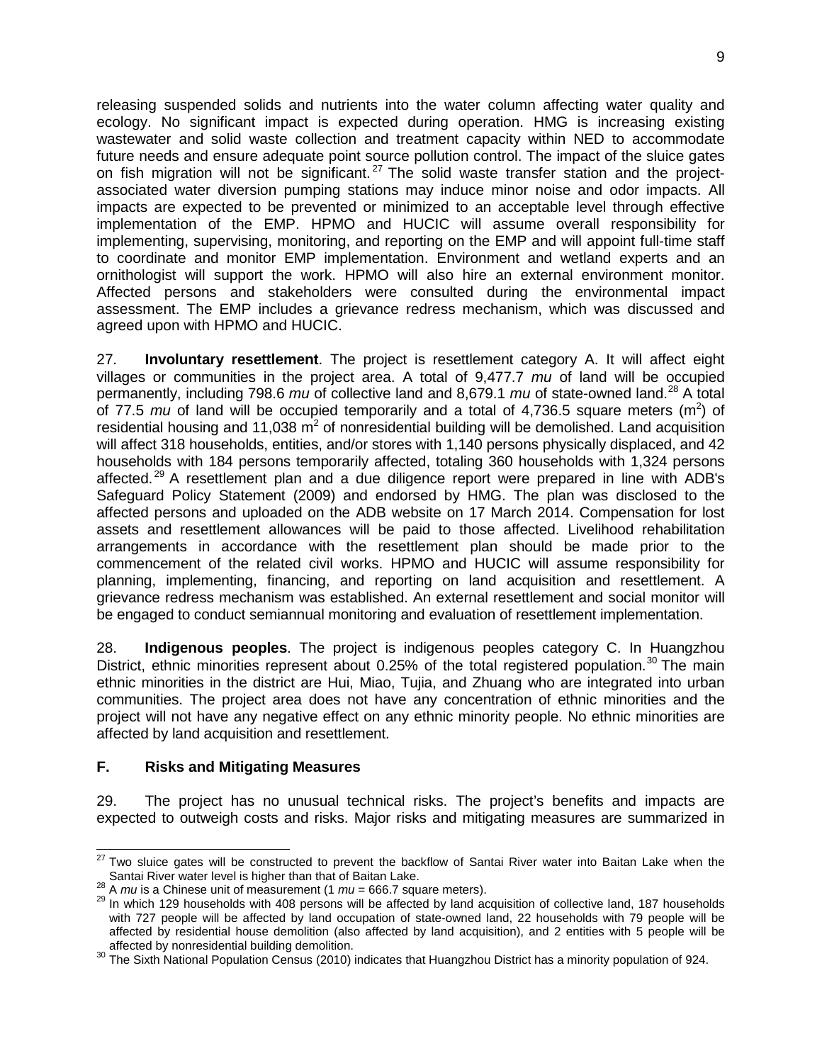releasing suspended solids and nutrients into the water column affecting water quality and ecology. No significant impact is expected during operation. HMG is increasing existing wastewater and solid waste collection and treatment capacity within NED to accommodate future needs and ensure adequate point source pollution control. The impact of the sluice gates on fish migration will not be significant.[27] The solid waste transfer station and the project-associated water diversion pumping stations may induce minor noise and odor impacts. All impacts are expected to be prevented or minimized to an acceptable level through effective implementation of the EMP. HPMO and HUCIC will assume overall responsibility for implementing, supervising, monitoring, and reporting on the EMP and will appoint full-time staff to coordinate and monitor EMP implementation. Environment and wetland experts and an ornithologist will support the work. HPMO will also hire an external environment monitor. Affected persons and stakeholders were consulted during the environmental impact assessment. The EMP includes a grievance redress mechanism, which was discussed and agreed upon with HPMO and HUCIC.

27. **Involuntary resettlement**. The project is resettlement category A. It will affect eight villages or communities in the project area. A total of 9,477.7 *mu* of land will be occupied permanently, including 798.6 *mu* of collective land and 8,679.1 *mu* of state-owned land.[28] A total of 77.5 *mu* of land will be occupied temporarily and a total of 4,736.5 square meters ($m^2$) of residential housing and 11,038 $m^2$ of nonresidential building will be demolished. Land acquisition will affect 318 households, entities, and/or stores with 1,140 persons physically displaced, and 42 households with 184 persons temporarily affected, totaling 360 households with 1,324 persons affected.[29] A resettlement plan and a due diligence report were prepared in line with ADB's Safeguard Policy Statement (2009) and endorsed by HMG. The plan was disclosed to the affected persons and uploaded on the ADB website on 17 March 2014. Compensation for lost assets and resettlement allowances will be paid to those affected. Livelihood rehabilitation arrangements in accordance with the resettlement plan should be made prior to the commencement of the related civil works. HPMO and HUCIC will assume responsibility for planning, implementing, financing, and reporting on land acquisition and resettlement. A grievance redress mechanism was established. An external resettlement and social monitor will be engaged to conduct semiannual monitoring and evaluation of resettlement implementation.

28. **Indigenous peoples**. The project is indigenous peoples category C. In Huangzhou District, ethnic minorities represent about 0.25% of the total registered population.[30] The main ethnic minorities in the district are Hui, Miao, Tujia, and Zhuang who are integrated into urban communities. The project area does not have any concentration of ethnic minorities and the project will not have any negative effect on any ethnic minority people. No ethnic minorities are affected by land acquisition and resettlement.

## F. Risks and Mitigating Measures

29. The project has no unusual technical risks. The project's benefits and impacts are expected to outweigh costs and risks. Major risks and mitigating measures are summarized in

---

[27] Two sluice gates will be constructed to prevent the backflow of Santai River water into Baitan Lake when the Santai River water level is higher than that of Baitan Lake.

[28] A *mu* is a Chinese unit of measurement (1 *mu* = 666.7 square meters).

[29] In which 129 households with 408 persons will be affected by land acquisition of collective land, 187 households with 727 people will be affected by land occupation of state-owned land, 22 households with 79 people will be affected by residential house demolition (also affected by land acquisition), and 2 entities with 5 people will be affected by nonresidential building demolition.

[30] The Sixth National Population Census (2010) indicates that Huangzhou District has a minority population of 924.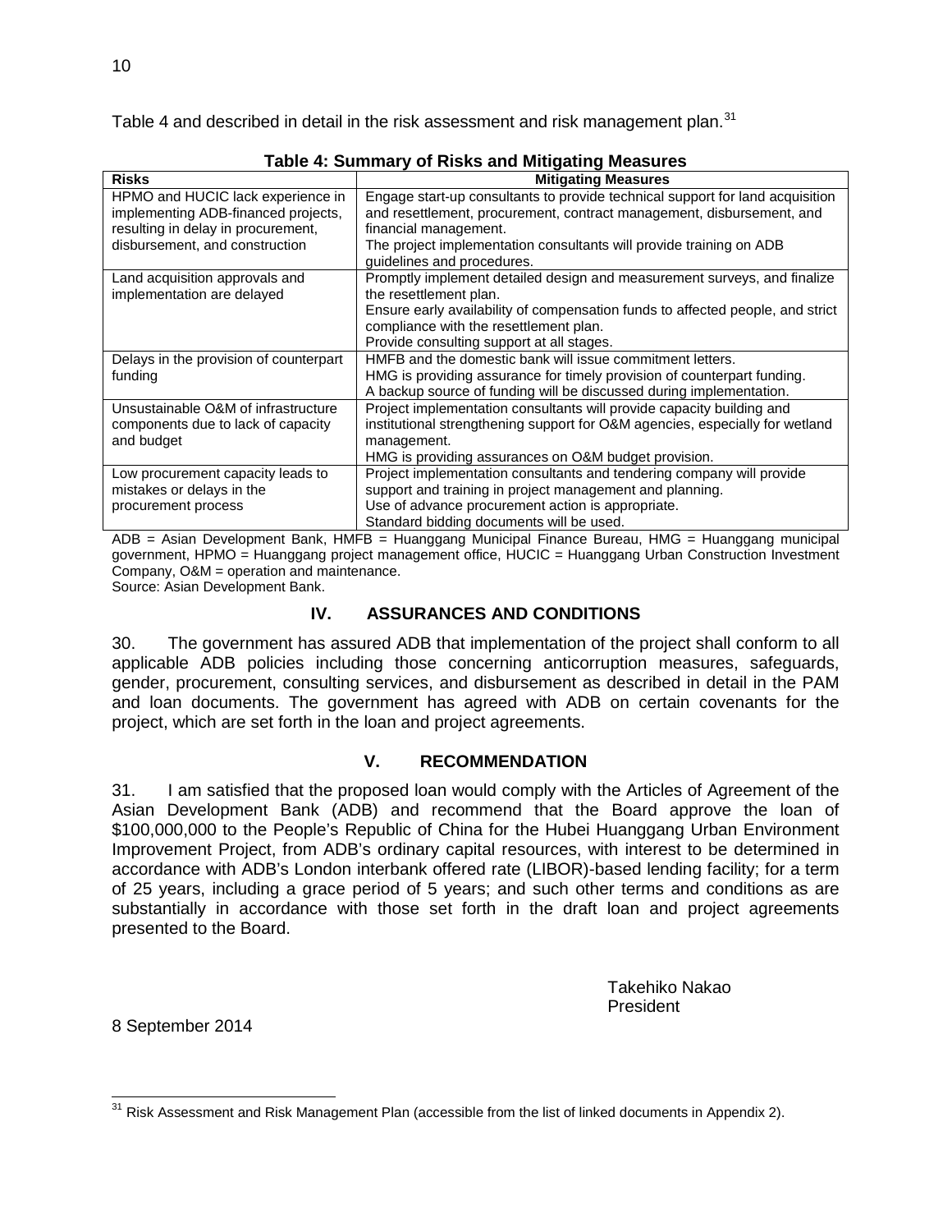Table 4 and described in detail in the risk assessment and risk management plan.[31]

**Table 4: Summary of Risks and Mitigating Measures**

| Risks | Mitigating Measures |
|---|---|
| HPMO and HUCIC lack experience in implementing ADB-financed projects, resulting in delay in procurement, disbursement, and construction | Engage start-up consultants to provide technical support for land acquisition and resettlement, procurement, contract management, disbursement, and financial management. The project implementation consultants will provide training on ADB guidelines and procedures. |
| Land acquisition approvals and implementation are delayed | Promptly implement detailed design and measurement surveys, and finalize the resettlement plan. Ensure early availability of compensation funds to affected people, and strict compliance with the resettlement plan. Provide consulting support at all stages. |
| Delays in the provision of counterpart funding | HMFB and the domestic bank will issue commitment letters. HMG is providing assurance for timely provision of counterpart funding. A backup source of funding will be discussed during implementation. |
| Unsustainable O&M of infrastructure components due to lack of capacity and budget | Project implementation consultants will provide capacity building and institutional strengthening support for O&M agencies, especially for wetland management. HMG is providing assurances on O&M budget provision. |
| Low procurement capacity leads to mistakes or delays in the procurement process | Project implementation consultants and tendering company will provide support and training in project management and planning. Use of advance procurement action is appropriate. Standard bidding documents will be used. |

ADB = Asian Development Bank, HMFB = Huanggang Municipal Finance Bureau, HMG = Huanggang municipal government, HPMO = Huanggang project management office, HUCIC = Huanggang Urban Construction Investment Company, O&M = operation and maintenance.
Source: Asian Development Bank.

## IV. ASSURANCES AND CONDITIONS

30. The government has assured ADB that implementation of the project shall conform to all applicable ADB policies including those concerning anticorruption measures, safeguards, gender, procurement, consulting services, and disbursement as described in detail in the PAM and loan documents. The government has agreed with ADB on certain covenants for the project, which are set forth in the loan and project agreements.

## V. RECOMMENDATION

31. I am satisfied that the proposed loan would comply with the Articles of Agreement of the Asian Development Bank (ADB) and recommend that the Board approve the loan of $100,000,000 to the People's Republic of China for the Hubei Huanggang Urban Environment Improvement Project, from ADB's ordinary capital resources, with interest to be determined in accordance with ADB's London interbank offered rate (LIBOR)-based lending facility; for a term of 25 years, including a grace period of 5 years; and such other terms and conditions as are substantially in accordance with those set forth in the draft loan and project agreements presented to the Board.

Takehiko Nakao
President

8 September 2014

[31] Risk Assessment and Risk Management Plan (accessible from the list of linked documents in Appendix 2).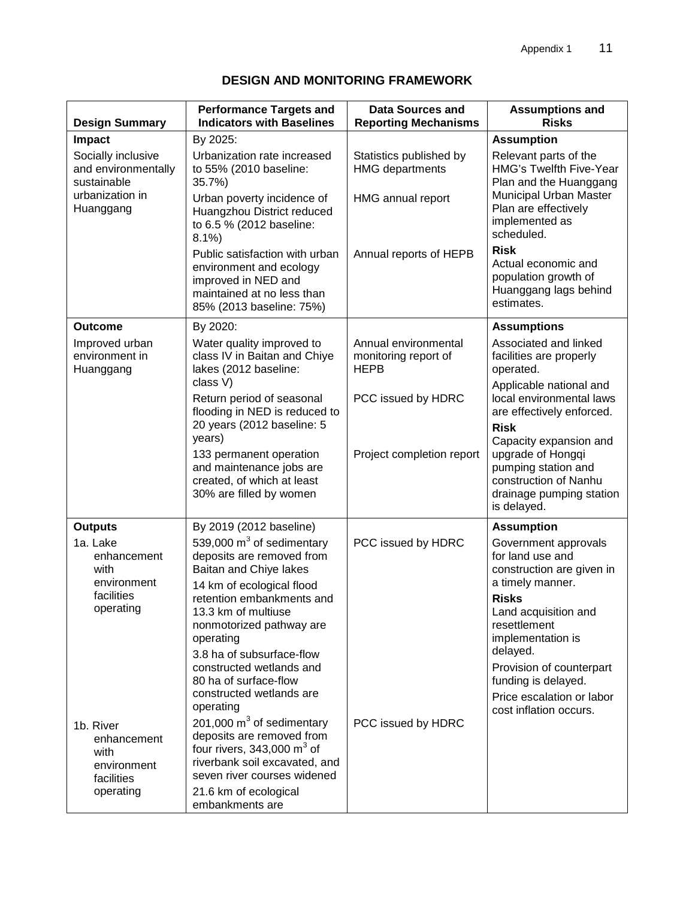## DESIGN AND MONITORING FRAMEWORK

| Design Summary | Performance Targets and Indicators with Baselines | Data Sources and Reporting Mechanisms | Assumptions and Risks |
|---|---|---|---|
| **Impact** | By 2025: | | **Assumption** |
| Socially inclusive and environmentally sustainable urbanization in Huanggang | Urbanization rate increased to 55% (2010 baseline: 35.7%) | Statistics published by HMG departments | Relevant parts of the HMG's Twelfth Five-Year Plan and the Huanggang Municipal Urban Master Plan are effectively implemented as scheduled. |
| | Urban poverty incidence of Huangzhou District reduced to 6.5 % (2012 baseline: 8.1%) | HMG annual report | |
| | Public satisfaction with urban environment and ecology improved in NED and maintained at no less than 85% (2013 baseline: 75%) | Annual reports of HEPB | **Risk**<br>Actual economic and population growth of Huanggang lags behind estimates. |
| **Outcome** | By 2020: | | **Assumptions** |
| Improved urban environment in Huanggang | Water quality improved to class IV in Baitan and Chiye lakes (2012 baseline: class V) | Annual environmental monitoring report of HEPB | Associated and linked facilities are properly operated.<br>Applicable national and local environmental laws are effectively enforced. |
| | Return period of seasonal flooding in NED is reduced to 20 years (2012 baseline: 5 years) | PCC issued by HDRC | **Risk**<br>Capacity expansion and upgrade of Hongqi pumping station and construction of Nanhu drainage pumping station is delayed. |
| | 133 permanent operation and maintenance jobs are created, of which at least 30% are filled by women | Project completion report | |
| **Outputs** | By 2019 (2012 baseline) | | **Assumption** |
| 1a. Lake enhancement with environment facilities operating | 539,000 m$^3$ of sedimentary deposits are removed from Baitan and Chiye lakes | PCC issued by HDRC | Government approvals for land use and construction are given in a timely manner. |
| | 14 km of ecological flood retention embankments and 13.3 km of multiuse nonmotorized pathway are operating | | **Risks**<br>Land acquisition and resettlement implementation is delayed.<br>Provision of counterpart funding is delayed.<br>Price escalation or labor cost inflation occurs. |
| | 3.8 ha of subsurface-flow constructed wetlands and 80 ha of surface-flow constructed wetlands are operating | | |
| 1b. River enhancement with environment facilities operating | 201,000 m$^3$ of sedimentary deposits are removed from four rivers, 343,000 m$^3$ of riverbank soil excavated, and seven river courses widened | PCC issued by HDRC | |
| | 21.6 km of ecological embankments are | | |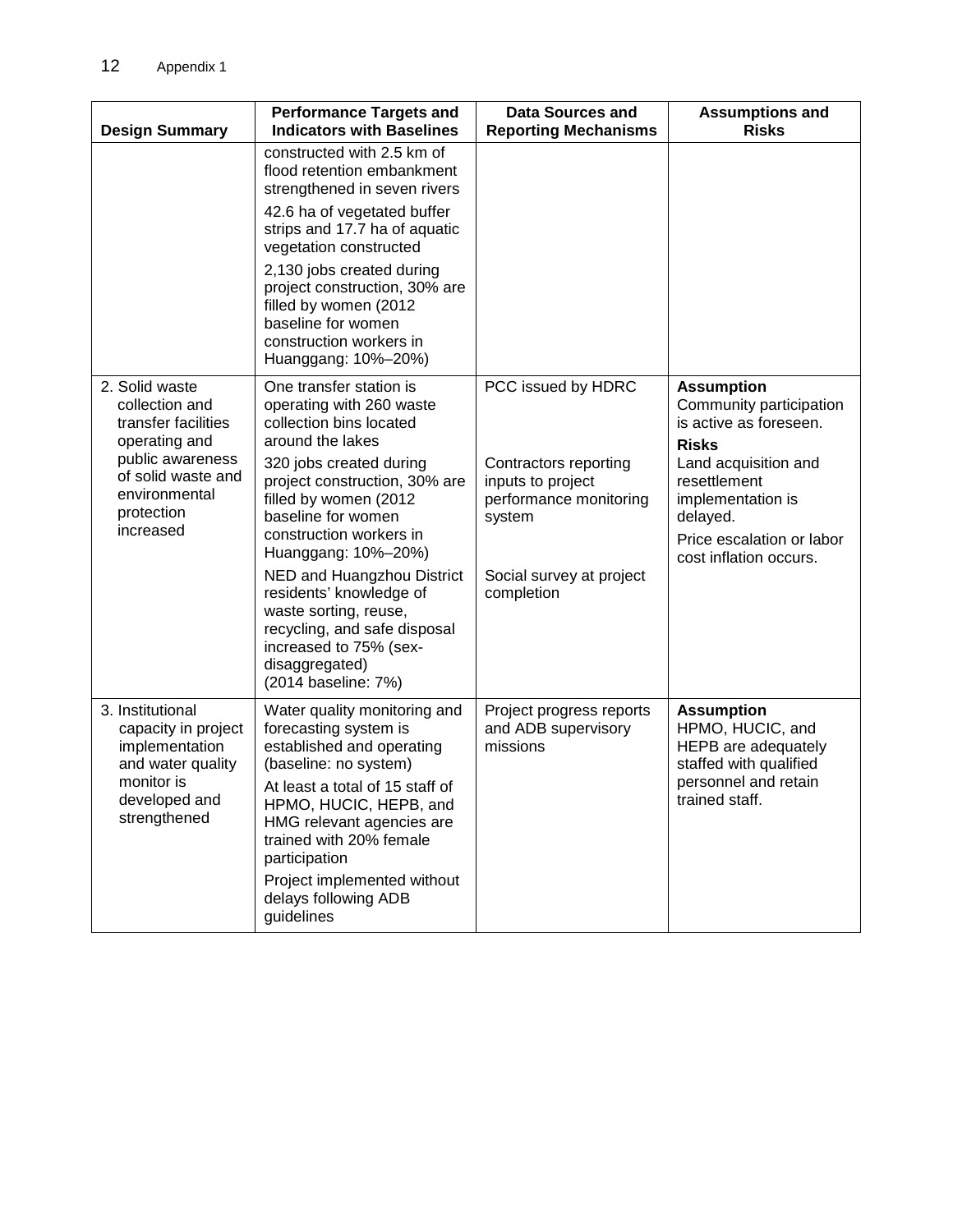| Design Summary | Performance Targets and Indicators with Baselines | Data Sources and Reporting Mechanisms | Assumptions and Risks |
|---|---|---|---|
| | constructed with 2.5 km of flood retention embankment strengthened in seven rivers<br><br>42.6 ha of vegetated buffer strips and 17.7 ha of aquatic vegetation constructed<br><br>2,130 jobs created during project construction, 30% are filled by women (2012 baseline for women construction workers in Huanggang: 10%–20%) | | |
| 2. Solid waste collection and transfer facilities operating and public awareness of solid waste and environmental protection increased | One transfer station is operating with 260 waste collection bins located around the lakes<br><br>320 jobs created during project construction, 30% are filled by women (2012 baseline for women construction workers in Huanggang: 10%–20%)<br><br>NED and Huangzhou District residents' knowledge of waste sorting, reuse, recycling, and safe disposal increased to 75% (sex-disaggregated) (2014 baseline: 7%) | PCC issued by HDRC<br><br>Contractors reporting inputs to project performance monitoring system<br><br>Social survey at project completion | **Assumption**<br>Community participation is active as foreseen.<br>**Risks**<br>Land acquisition and resettlement implementation is delayed.<br>Price escalation or labor cost inflation occurs. |
| 3. Institutional capacity in project implementation and water quality monitor is developed and strengthened | Water quality monitoring and forecasting system is established and operating (baseline: no system)<br><br>At least a total of 15 staff of HPMO, HUCIC, HEPB, and HMG relevant agencies are trained with 20% female participation<br><br>Project implemented without delays following ADB guidelines | Project progress reports and ADB supervisory missions | **Assumption**<br>HPMO, HUCIC, and HEPB are adequately staffed with qualified personnel and retain trained staff. |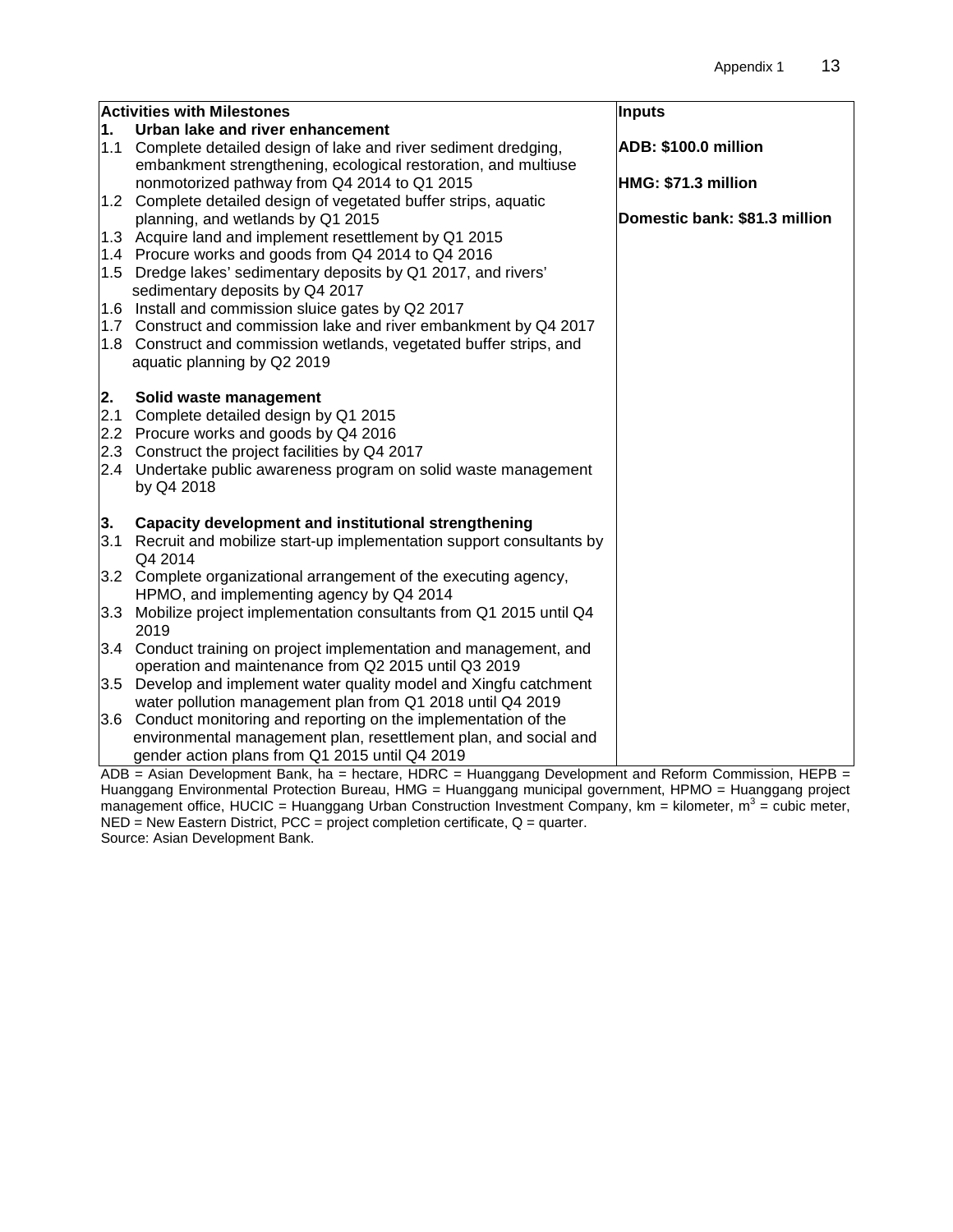| Activities with Milestones | Inputs |
|---|---|
| **1. Urban lake and river enhancement**<br>1.1 Complete detailed design of lake and river sediment dredging, embankment strengthening, ecological restoration, and multiuse nonmotorized pathway from Q4 2014 to Q1 2015<br>1.2 Complete detailed design of vegetated buffer strips, aquatic planning, and wetlands by Q1 2015<br>1.3 Acquire land and implement resettlement by Q1 2015<br>1.4 Procure works and goods from Q4 2014 to Q4 2016<br>1.5 Dredge lakes' sedimentary deposits by Q1 2017, and rivers' sedimentary deposits by Q4 2017<br>1.6 Install and commission sluice gates by Q2 2017<br>1.7 Construct and commission lake and river embankment by Q4 2017<br>1.8 Construct and commission wetlands, vegetated buffer strips, and aquatic planning by Q2 2019<br><br>**2. Solid waste management**<br>2.1 Complete detailed design by Q1 2015<br>2.2 Procure works and goods by Q4 2016<br>2.3 Construct the project facilities by Q4 2017<br>2.4 Undertake public awareness program on solid waste management by Q4 2018<br><br>**3. Capacity development and institutional strengthening**<br>3.1 Recruit and mobilize start-up implementation support consultants by Q4 2014<br>3.2 Complete organizational arrangement of the executing agency, HPMO, and implementing agency by Q4 2014<br>3.3 Mobilize project implementation consultants from Q1 2015 until Q4 2019<br>3.4 Conduct training on project implementation and management, and operation and maintenance from Q2 2015 until Q3 2019<br>3.5 Develop and implement water quality model and Xingfu catchment water pollution management plan from Q1 2018 until Q4 2019<br>3.6 Conduct monitoring and reporting on the implementation of the environmental management plan, resettlement plan, and social and gender action plans from Q1 2015 until Q4 2019 | **ADB: $100.0 million**<br><br>**HMG: $71.3 million**<br><br>**Domestic bank: $81.3 million** |

ADB = Asian Development Bank, ha = hectare, HDRC = Huanggang Development and Reform Commission, HEPB = Huanggang Environmental Protection Bureau, HMG = Huanggang municipal government, HPMO = Huanggang project management office, HUCIC = Huanggang Urban Construction Investment Company, km = kilometer, $m^3$ = cubic meter, NED = New Eastern District, PCC = project completion certificate, Q = quarter.
Source: Asian Development Bank.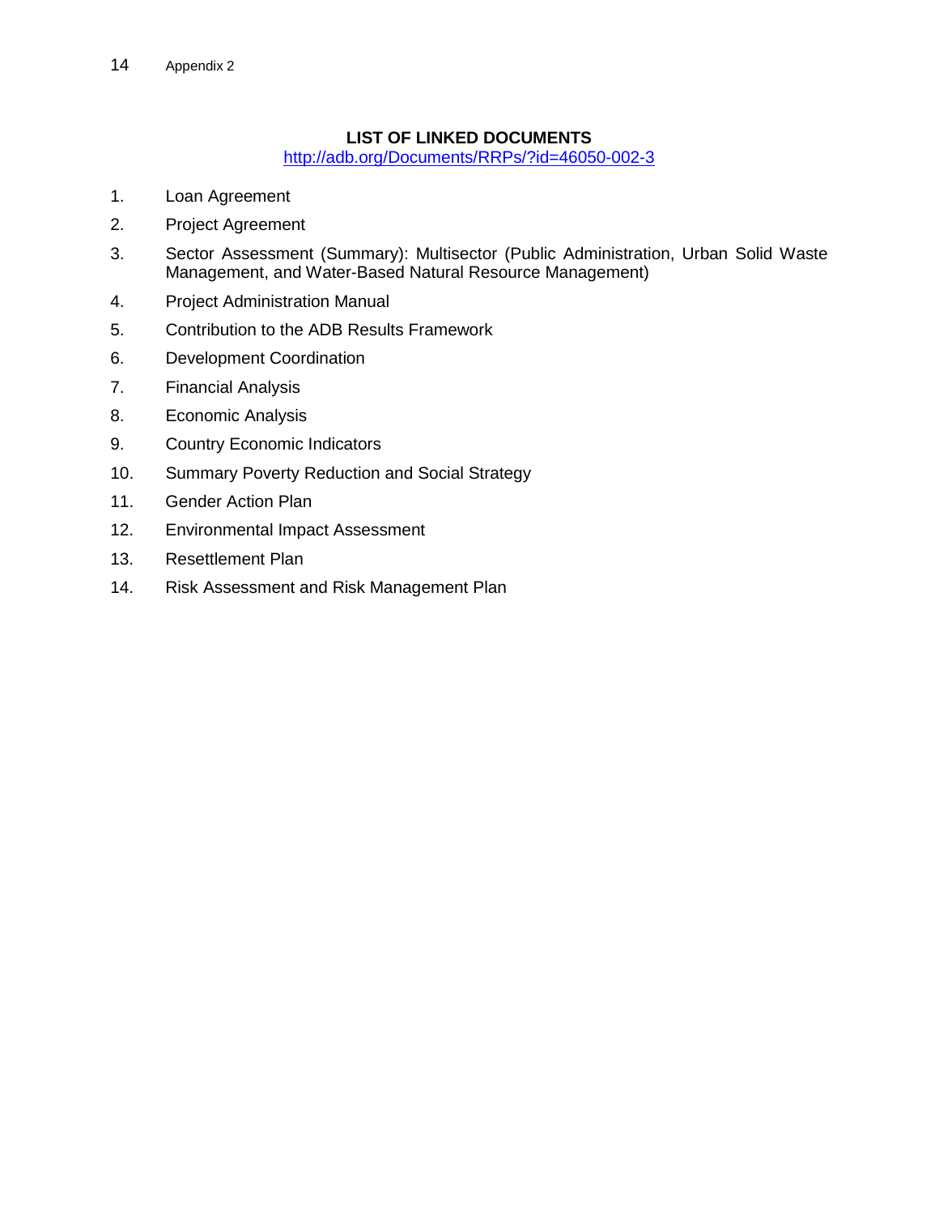## LIST OF LINKED DOCUMENTS

http://adb.org/Documents/RRPs/?id=46050-002-3

1. Loan Agreement
2. Project Agreement
3. Sector Assessment (Summary): Multisector (Public Administration, Urban Solid Waste Management, and Water-Based Natural Resource Management)
4. Project Administration Manual
5. Contribution to the ADB Results Framework
6. Development Coordination
7. Financial Analysis
8. Economic Analysis
9. Country Economic Indicators
10. Summary Poverty Reduction and Social Strategy
11. Gender Action Plan
12. Environmental Impact Assessment
13. Resettlement Plan
14. Risk Assessment and Risk Management Plan